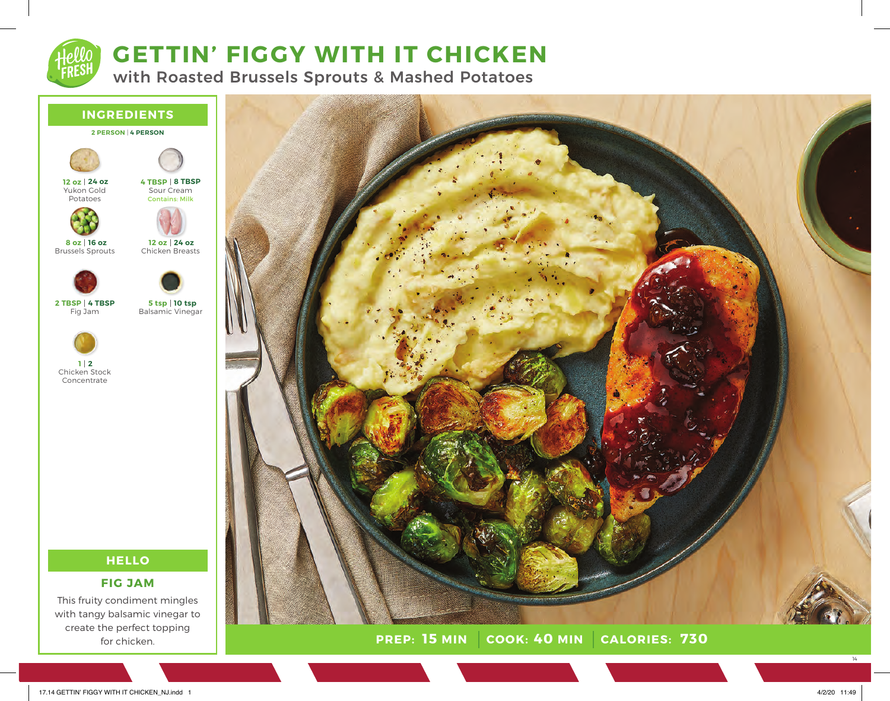# GETTIN' FIGGY WITH IT CHICKEN

## with Roasted Brussels Sprouts & Mashed Potatoes

## INGREDIENTS

**2 PERSON | 4 PERSON**

- **12 oz | 24 oz** Yukon Gold Potatoes
- **4 TBSP | 8 TBSP** Sour Cream (Contains: Milk)
- **8 oz | 16 oz** Brussels Sprouts
- **12 oz | 24 oz** Chicken Breasts
- **2 TBSP | 4 TBSP** Fig Jam
- **5 tsp | 10 tsp** Balsamic Vinegar
- **1 | 2** Chicken Stock Concentrate

## HELLO

### FIG JAM

This fruity condiment mingles with tangy balsamic vinegar to create the perfect topping for chicken.

**PREP: 15 MIN** | **COOK: 40 MIN** | **CALORIES: 730**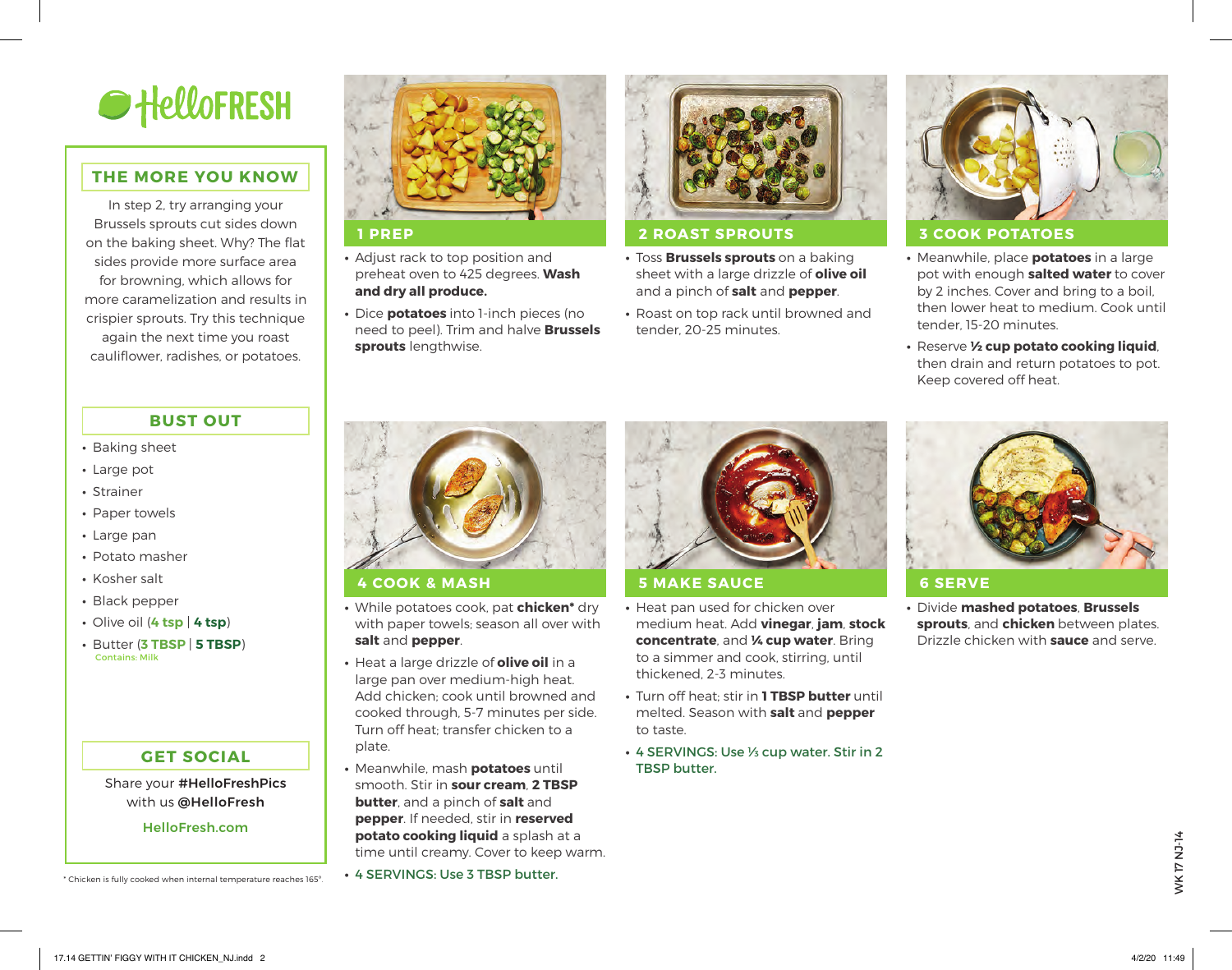# HelloFRESH

## THE MORE YOU KNOW

In step 2, try arranging your Brussels sprouts cut sides down on the baking sheet. Why? The flat sides provide more surface area for browning, which allows for more caramelization and results in crispier sprouts. Try this technique again the next time you roast cauliflower, radishes, or potatoes.

## BUST OUT

- Baking sheet
- Large pot
- Strainer
- Paper towels
- Large pan
- Potato masher
- Kosher salt
- Black pepper
- Olive oil (**4 tsp** | **4 tsp**)
- Butter (**3 TBSP** | **5 TBSP**)
  Contains: Milk

## GET SOCIAL

Share your **#HelloFreshPics** with us **@HelloFresh**

HelloFresh.com

\* Chicken is fully cooked when internal temperature reaches 165°.

## 1 PREP

- Adjust rack to top position and preheat oven to 425 degrees. **Wash and dry all produce.**
- Dice **potatoes** into 1-inch pieces (no need to peel). Trim and halve **Brussels sprouts** lengthwise.

## 2 ROAST SPROUTS

- Toss **Brussels sprouts** on a baking sheet with a large drizzle of **olive oil** and a pinch of **salt** and **pepper**.
- Roast on top rack until browned and tender, 20-25 minutes.

## 3 COOK POTATOES

- Meanwhile, place **potatoes** in a large pot with enough **salted water** to cover by 2 inches. Cover and bring to a boil, then lower heat to medium. Cook until tender, 15-20 minutes.
- Reserve **½ cup potato cooking liquid**, then drain and return potatoes to pot. Keep covered off heat.

## 4 COOK & MASH

- While potatoes cook, pat **chicken*** dry with paper towels; season all over with **salt** and **pepper**.
- Heat a large drizzle of **olive oil** in a large pan over medium-high heat. Add chicken; cook until browned and cooked through, 5-7 minutes per side. Turn off heat; transfer chicken to a plate.
- Meanwhile, mash **potatoes** until smooth. Stir in **sour cream**, **2 TBSP butter**, and a pinch of **salt** and **pepper**. If needed, stir in **reserved potato cooking liquid** a splash at a time until creamy. Cover to keep warm.
- 4 SERVINGS: Use 3 TBSP butter.

## 5 MAKE SAUCE

- Heat pan used for chicken over medium heat. Add **vinegar**, **jam**, **stock concentrate**, and **¼ cup water**. Bring to a simmer and cook, stirring, until thickened, 2-3 minutes.
- Turn off heat; stir in **1 TBSP butter** until melted. Season with **salt** and **pepper** to taste.
- 4 SERVINGS: Use ⅓ cup water. Stir in 2 TBSP butter.

## 6 SERVE

- Divide **mashed potatoes**, **Brussels sprouts**, and **chicken** between plates. Drizzle chicken with **sauce** and serve.

WK 17 NJ-14